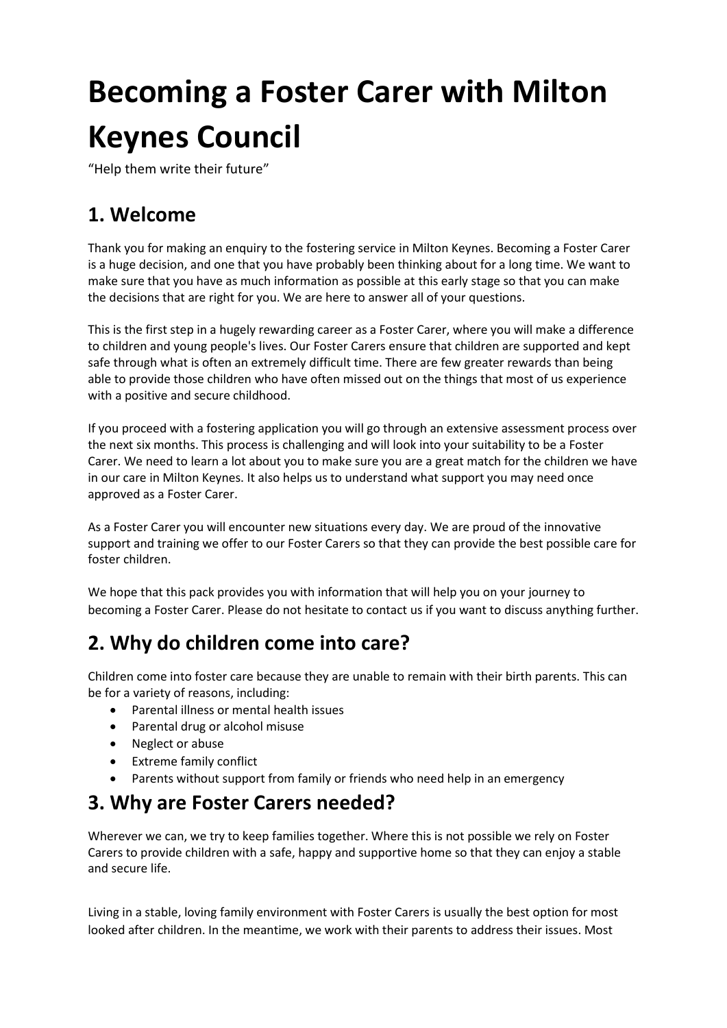# Becoming a Foster Carer with Milton Keynes Council

“Help them write their future”

## 1. Welcome

Thank you for making an enquiry to the fostering service in Milton Keynes. Becoming a Foster Carer is a huge decision, and one that you have probably been thinking about for a long time. We want to make sure that you have as much information as possible at this early stage so that you can make the decisions that are right for you. We are here to answer all of your questions.

This is the first step in a hugely rewarding career as a Foster Carer, where you will make a difference to children and young people's lives. Our Foster Carers ensure that children are supported and kept safe through what is often an extremely difficult time. There are few greater rewards than being able to provide those children who have often missed out on the things that most of us experience with a positive and secure childhood.

If you proceed with a fostering application you will go through an extensive assessment process over the next six months. This process is challenging and will look into your suitability to be a Foster Carer. We need to learn a lot about you to make sure you are a great match for the children we have in our care in Milton Keynes. It also helps us to understand what support you may need once approved as a Foster Carer.

As a Foster Carer you will encounter new situations every day. We are proud of the innovative support and training we offer to our Foster Carers so that they can provide the best possible care for foster children.

We hope that this pack provides you with information that will help you on your journey to becoming a Foster Carer. Please do not hesitate to contact us if you want to discuss anything further.

## 2. Why do children come into care?

Children come into foster care because they are unable to remain with their birth parents. This can be for a variety of reasons, including:

- Parental illness or mental health issues
- Parental drug or alcohol misuse
- Neglect or abuse
- Extreme family conflict
- Parents without support from family or friends who need help in an emergency

## 3. Why are Foster Carers needed?

Wherever we can, we try to keep families together. Where this is not possible we rely on Foster Carers to provide children with a safe, happy and supportive home so that they can enjoy a stable and secure life.

Living in a stable, loving family environment with Foster Carers is usually the best option for most looked after children. In the meantime, we work with their parents to address their issues. Most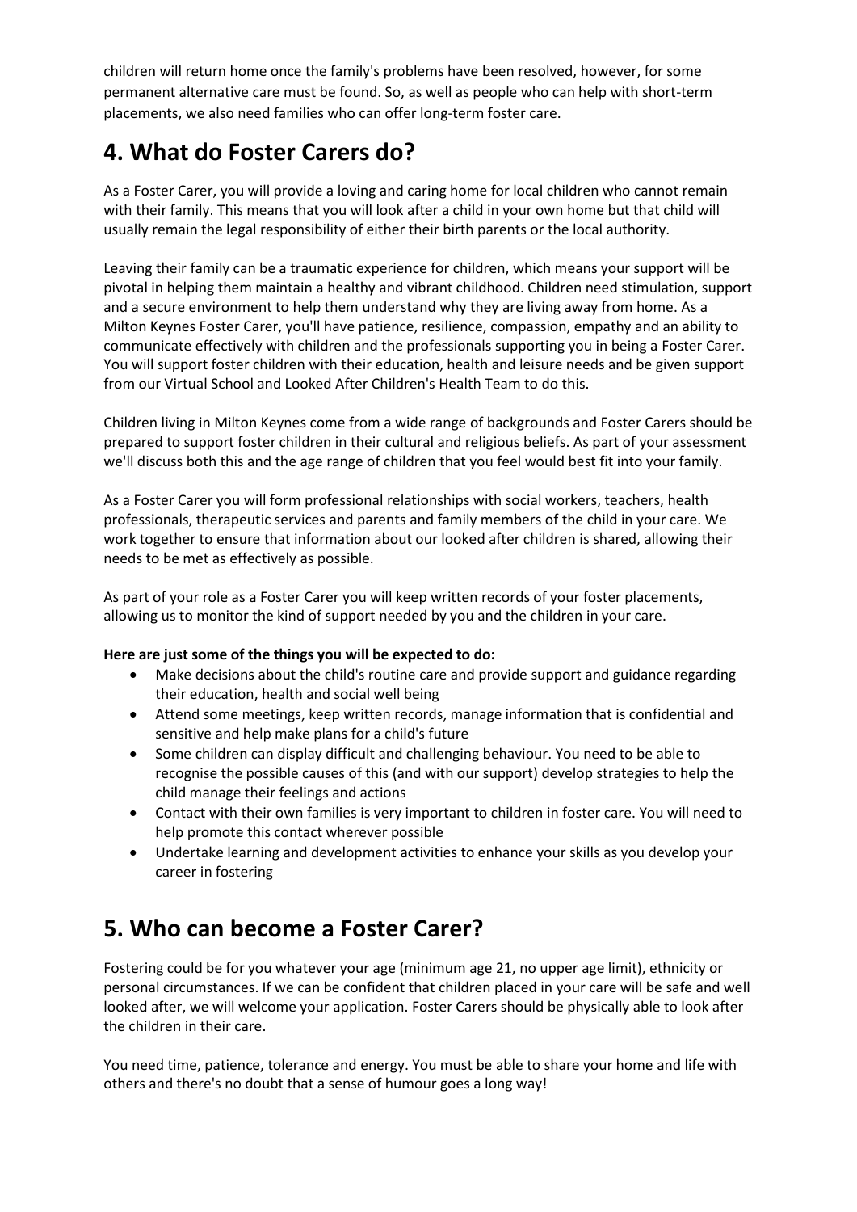children will return home once the family's problems have been resolved, however, for some permanent alternative care must be found. So, as well as people who can help with short-term placements, we also need families who can offer long-term foster care.

## 4. What do Foster Carers do?

As a Foster Carer, you will provide a loving and caring home for local children who cannot remain with their family. This means that you will look after a child in your own home but that child will usually remain the legal responsibility of either their birth parents or the local authority.

Leaving their family can be a traumatic experience for children, which means your support will be pivotal in helping them maintain a healthy and vibrant childhood. Children need stimulation, support and a secure environment to help them understand why they are living away from home. As a Milton Keynes Foster Carer, you'll have patience, resilience, compassion, empathy and an ability to communicate effectively with children and the professionals supporting you in being a Foster Carer. You will support foster children with their education, health and leisure needs and be given support from our Virtual School and Looked After Children's Health Team to do this.

Children living in Milton Keynes come from a wide range of backgrounds and Foster Carers should be prepared to support foster children in their cultural and religious beliefs. As part of your assessment we'll discuss both this and the age range of children that you feel would best fit into your family.

As a Foster Carer you will form professional relationships with social workers, teachers, health professionals, therapeutic services and parents and family members of the child in your care. We work together to ensure that information about our looked after children is shared, allowing their needs to be met as effectively as possible.

As part of your role as a Foster Carer you will keep written records of your foster placements, allowing us to monitor the kind of support needed by you and the children in your care.

**Here are just some of the things you will be expected to do:**

- Make decisions about the child's routine care and provide support and guidance regarding their education, health and social well being
- Attend some meetings, keep written records, manage information that is confidential and sensitive and help make plans for a child's future
- Some children can display difficult and challenging behaviour. You need to be able to recognise the possible causes of this (and with our support) develop strategies to help the child manage their feelings and actions
- Contact with their own families is very important to children in foster care. You will need to help promote this contact wherever possible
- Undertake learning and development activities to enhance your skills as you develop your career in fostering

## 5. Who can become a Foster Carer?

Fostering could be for you whatever your age (minimum age 21, no upper age limit), ethnicity or personal circumstances. If we can be confident that children placed in your care will be safe and well looked after, we will welcome your application. Foster Carers should be physically able to look after the children in their care.

You need time, patience, tolerance and energy. You must be able to share your home and life with others and there's no doubt that a sense of humour goes a long way!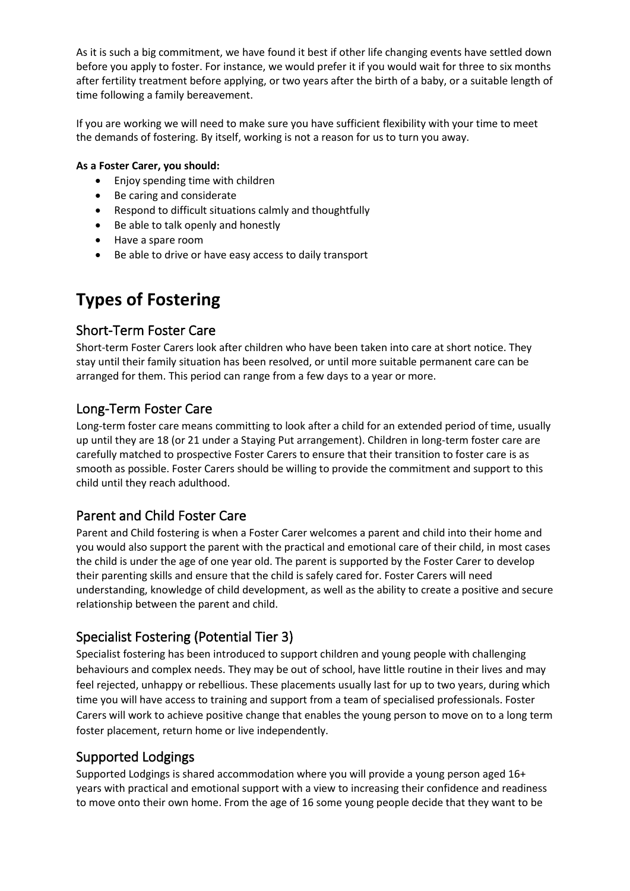As it is such a big commitment, we have found it best if other life changing events have settled down before you apply to foster. For instance, we would prefer it if you would wait for three to six months after fertility treatment before applying, or two years after the birth of a baby, or a suitable length of time following a family bereavement.

If you are working we will need to make sure you have sufficient flexibility with your time to meet the demands of fostering. By itself, working is not a reason for us to turn you away.

**As a Foster Carer, you should:**

- Enjoy spending time with children
- Be caring and considerate
- Respond to difficult situations calmly and thoughtfully
- Be able to talk openly and honestly
- Have a spare room
- Be able to drive or have easy access to daily transport

# Types of Fostering

## Short-Term Foster Care

Short-term Foster Carers look after children who have been taken into care at short notice. They stay until their family situation has been resolved, or until more suitable permanent care can be arranged for them. This period can range from a few days to a year or more.

## Long-Term Foster Care

Long-term foster care means committing to look after a child for an extended period of time, usually up until they are 18 (or 21 under a Staying Put arrangement). Children in long-term foster care are carefully matched to prospective Foster Carers to ensure that their transition to foster care is as smooth as possible. Foster Carers should be willing to provide the commitment and support to this child until they reach adulthood.

## Parent and Child Foster Care

Parent and Child fostering is when a Foster Carer welcomes a parent and child into their home and you would also support the parent with the practical and emotional care of their child, in most cases the child is under the age of one year old. The parent is supported by the Foster Carer to develop their parenting skills and ensure that the child is safely cared for. Foster Carers will need understanding, knowledge of child development, as well as the ability to create a positive and secure relationship between the parent and child.

## Specialist Fostering (Potential Tier 3)

Specialist fostering has been introduced to support children and young people with challenging behaviours and complex needs. They may be out of school, have little routine in their lives and may feel rejected, unhappy or rebellious. These placements usually last for up to two years, during which time you will have access to training and support from a team of specialised professionals. Foster Carers will work to achieve positive change that enables the young person to move on to a long term foster placement, return home or live independently.

## Supported Lodgings

Supported Lodgings is shared accommodation where you will provide a young person aged 16+ years with practical and emotional support with a view to increasing their confidence and readiness to move onto their own home. From the age of 16 some young people decide that they want to be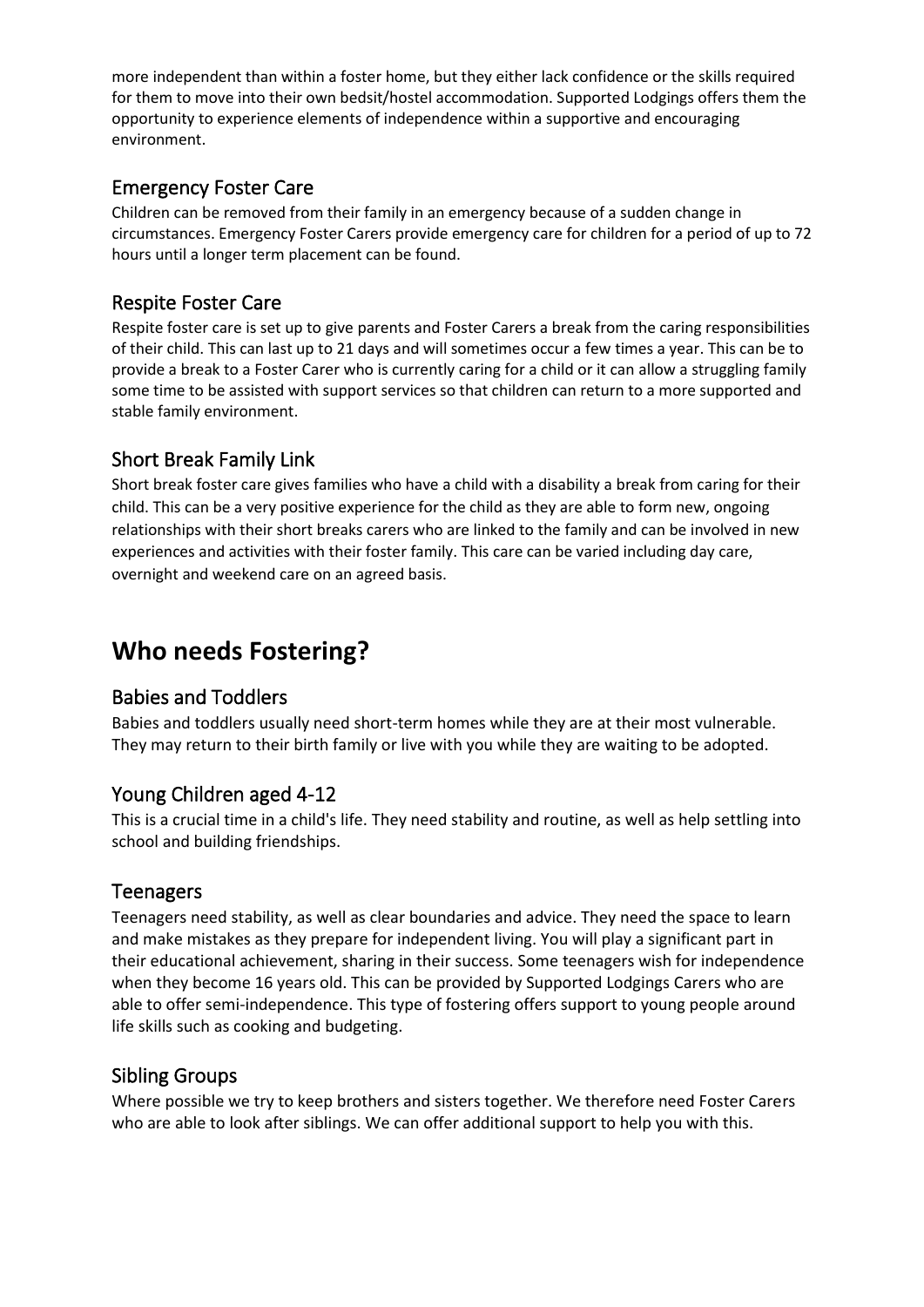more independent than within a foster home, but they either lack confidence or the skills required for them to move into their own bedsit/hostel accommodation. Supported Lodgings offers them the opportunity to experience elements of independence within a supportive and encouraging environment.

### Emergency Foster Care

Children can be removed from their family in an emergency because of a sudden change in circumstances. Emergency Foster Carers provide emergency care for children for a period of up to 72 hours until a longer term placement can be found.

### Respite Foster Care

Respite foster care is set up to give parents and Foster Carers a break from the caring responsibilities of their child. This can last up to 21 days and will sometimes occur a few times a year. This can be to provide a break to a Foster Carer who is currently caring for a child or it can allow a struggling family some time to be assisted with support services so that children can return to a more supported and stable family environment.

### Short Break Family Link

Short break foster care gives families who have a child with a disability a break from caring for their child. This can be a very positive experience for the child as they are able to form new, ongoing relationships with their short breaks carers who are linked to the family and can be involved in new experiences and activities with their foster family. This care can be varied including day care, overnight and weekend care on an agreed basis.

## Who needs Fostering?

### Babies and Toddlers

Babies and toddlers usually need short-term homes while they are at their most vulnerable. They may return to their birth family or live with you while they are waiting to be adopted.

### Young Children aged 4-12

This is a crucial time in a child's life. They need stability and routine, as well as help settling into school and building friendships.

### Teenagers

Teenagers need stability, as well as clear boundaries and advice. They need the space to learn and make mistakes as they prepare for independent living. You will play a significant part in their educational achievement, sharing in their success. Some teenagers wish for independence when they become 16 years old. This can be provided by Supported Lodgings Carers who are able to offer semi-independence. This type of fostering offers support to young people around life skills such as cooking and budgeting.

### Sibling Groups

Where possible we try to keep brothers and sisters together. We therefore need Foster Carers who are able to look after siblings. We can offer additional support to help you with this.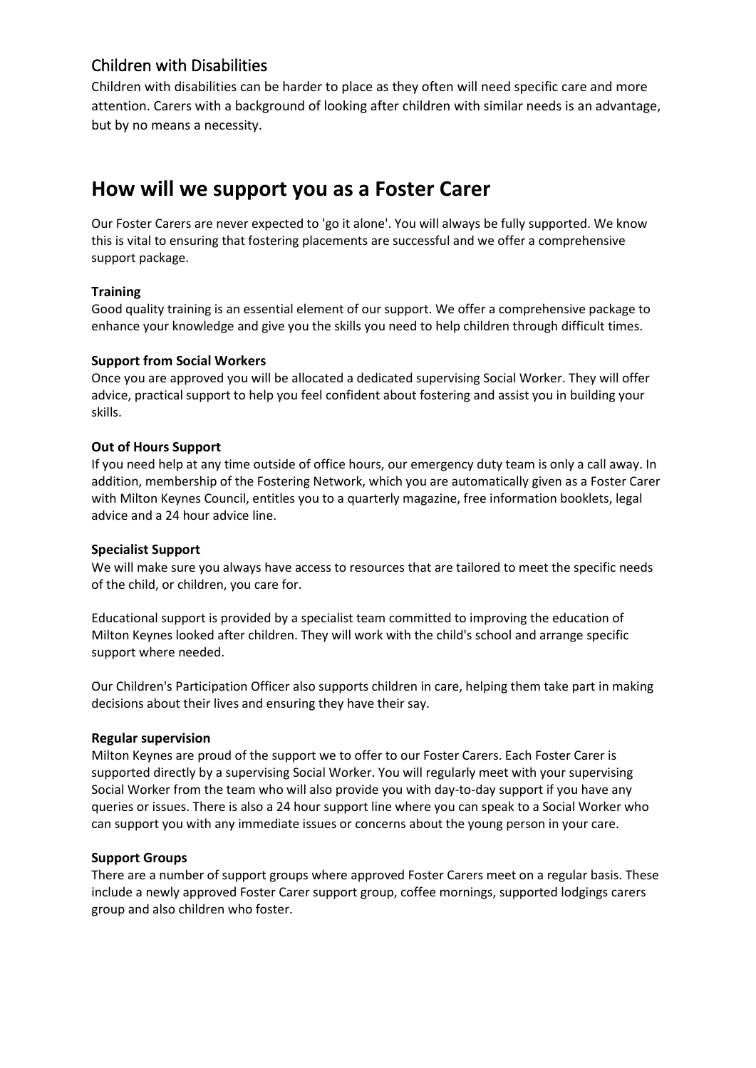## Children with Disabilities

Children with disabilities can be harder to place as they often will need specific care and more attention. Carers with a background of looking after children with similar needs is an advantage, but by no means a necessity.

# How will we support you as a Foster Carer

Our Foster Carers are never expected to 'go it alone'. You will always be fully supported. We know this is vital to ensuring that fostering placements are successful and we offer a comprehensive support package.

**Training**
Good quality training is an essential element of our support. We offer a comprehensive package to enhance your knowledge and give you the skills you need to help children through difficult times.

**Support from Social Workers**
Once you are approved you will be allocated a dedicated supervising Social Worker. They will offer advice, practical support to help you feel confident about fostering and assist you in building your skills.

**Out of Hours Support**
If you need help at any time outside of office hours, our emergency duty team is only a call away. In addition, membership of the Fostering Network, which you are automatically given as a Foster Carer with Milton Keynes Council, entitles you to a quarterly magazine, free information booklets, legal advice and a 24 hour advice line.

**Specialist Support**
We will make sure you always have access to resources that are tailored to meet the specific needs of the child, or children, you care for.

Educational support is provided by a specialist team committed to improving the education of Milton Keynes looked after children. They will work with the child's school and arrange specific support where needed.

Our Children's Participation Officer also supports children in care, helping them take part in making decisions about their lives and ensuring they have their say.

**Regular supervision**
Milton Keynes are proud of the support we to offer to our Foster Carers. Each Foster Carer is supported directly by a supervising Social Worker. You will regularly meet with your supervising Social Worker from the team who will also provide you with day-to-day support if you have any queries or issues. There is also a 24 hour support line where you can speak to a Social Worker who can support you with any immediate issues or concerns about the young person in your care.

**Support Groups**
There are a number of support groups where approved Foster Carers meet on a regular basis. These include a newly approved Foster Carer support group, coffee mornings, supported lodgings carers group and also children who foster.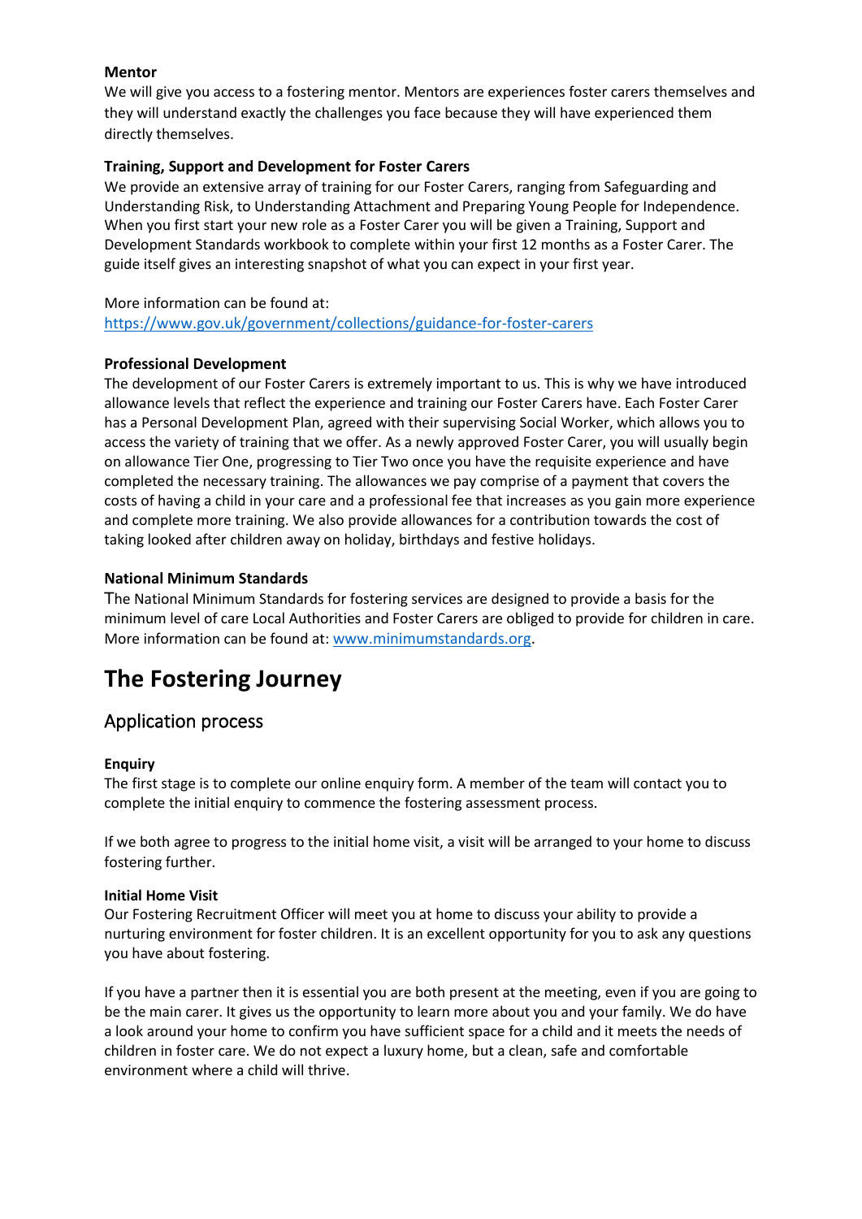**Mentor**

We will give you access to a fostering mentor. Mentors are experiences foster carers themselves and they will understand exactly the challenges you face because they will have experienced them directly themselves.

**Training, Support and Development for Foster Carers**

We provide an extensive array of training for our Foster Carers, ranging from Safeguarding and Understanding Risk, to Understanding Attachment and Preparing Young People for Independence. When you first start your new role as a Foster Carer you will be given a Training, Support and Development Standards workbook to complete within your first 12 months as a Foster Carer. The guide itself gives an interesting snapshot of what you can expect in your first year.

More information can be found at:
https://www.gov.uk/government/collections/guidance-for-foster-carers

**Professional Development**

The development of our Foster Carers is extremely important to us. This is why we have introduced allowance levels that reflect the experience and training our Foster Carers have. Each Foster Carer has a Personal Development Plan, agreed with their supervising Social Worker, which allows you to access the variety of training that we offer. As a newly approved Foster Carer, you will usually begin on allowance Tier One, progressing to Tier Two once you have the requisite experience and have completed the necessary training. The allowances we pay comprise of a payment that covers the costs of having a child in your care and a professional fee that increases as you gain more experience and complete more training. We also provide allowances for a contribution towards the cost of taking looked after children away on holiday, birthdays and festive holidays.

**National Minimum Standards**

The National Minimum Standards for fostering services are designed to provide a basis for the minimum level of care Local Authorities and Foster Carers are obliged to provide for children in care. More information can be found at: www.minimumstandards.org.

# The Fostering Journey

## Application process

**Enquiry**

The first stage is to complete our online enquiry form. A member of the team will contact you to complete the initial enquiry to commence the fostering assessment process.

If we both agree to progress to the initial home visit, a visit will be arranged to your home to discuss fostering further.

**Initial Home Visit**

Our Fostering Recruitment Officer will meet you at home to discuss your ability to provide a nurturing environment for foster children. It is an excellent opportunity for you to ask any questions you have about fostering.

If you have a partner then it is essential you are both present at the meeting, even if you are going to be the main carer. It gives us the opportunity to learn more about you and your family. We do have a look around your home to confirm you have sufficient space for a child and it meets the needs of children in foster care. We do not expect a luxury home, but a clean, safe and comfortable environment where a child will thrive.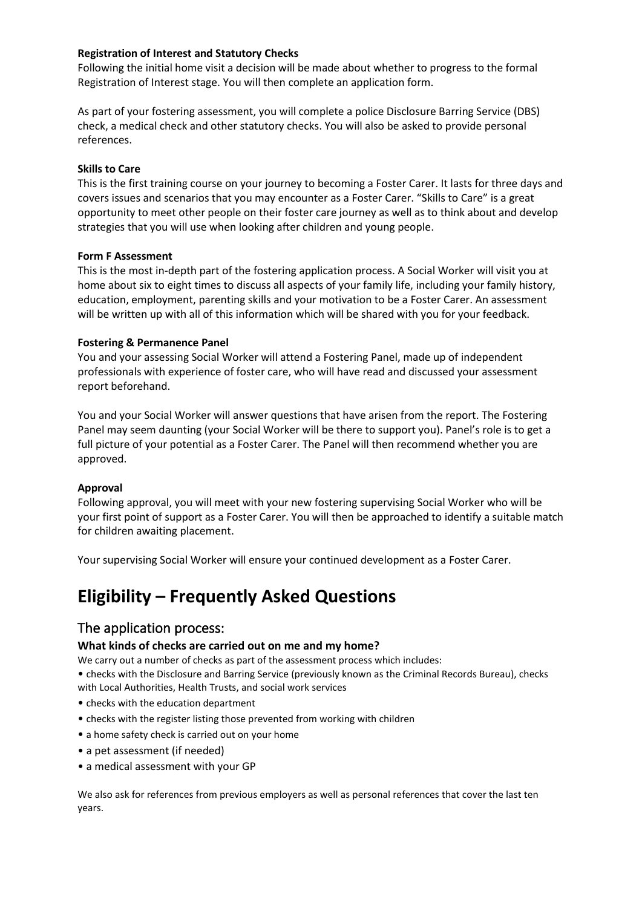**Registration of Interest and Statutory Checks**
Following the initial home visit a decision will be made about whether to progress to the formal Registration of Interest stage. You will then complete an application form.

As part of your fostering assessment, you will complete a police Disclosure Barring Service (DBS) check, a medical check and other statutory checks. You will also be asked to provide personal references.

**Skills to Care**
This is the first training course on your journey to becoming a Foster Carer. It lasts for three days and covers issues and scenarios that you may encounter as a Foster Carer. “Skills to Care” is a great opportunity to meet other people on their foster care journey as well as to think about and develop strategies that you will use when looking after children and young people.

**Form F Assessment**
This is the most in-depth part of the fostering application process. A Social Worker will visit you at home about six to eight times to discuss all aspects of your family life, including your family history, education, employment, parenting skills and your motivation to be a Foster Carer. An assessment will be written up with all of this information which will be shared with you for your feedback.

**Fostering & Permanence Panel**
You and your assessing Social Worker will attend a Fostering Panel, made up of independent professionals with experience of foster care, who will have read and discussed your assessment report beforehand.

You and your Social Worker will answer questions that have arisen from the report. The Fostering Panel may seem daunting (your Social Worker will be there to support you). Panel’s role is to get a full picture of your potential as a Foster Carer. The Panel will then recommend whether you are approved.

**Approval**
Following approval, you will meet with your new fostering supervising Social Worker who will be your first point of support as a Foster Carer. You will then be approached to identify a suitable match for children awaiting placement.

Your supervising Social Worker will ensure your continued development as a Foster Carer.

# Eligibility – Frequently Asked Questions

## The application process:

### What kinds of checks are carried out on me and my home?

We carry out a number of checks as part of the assessment process which includes:

- checks with the Disclosure and Barring Service (previously known as the Criminal Records Bureau), checks with Local Authorities, Health Trusts, and social work services
- checks with the education department
- checks with the register listing those prevented from working with children
- a home safety check is carried out on your home
- a pet assessment (if needed)
- a medical assessment with your GP

We also ask for references from previous employers as well as personal references that cover the last ten years.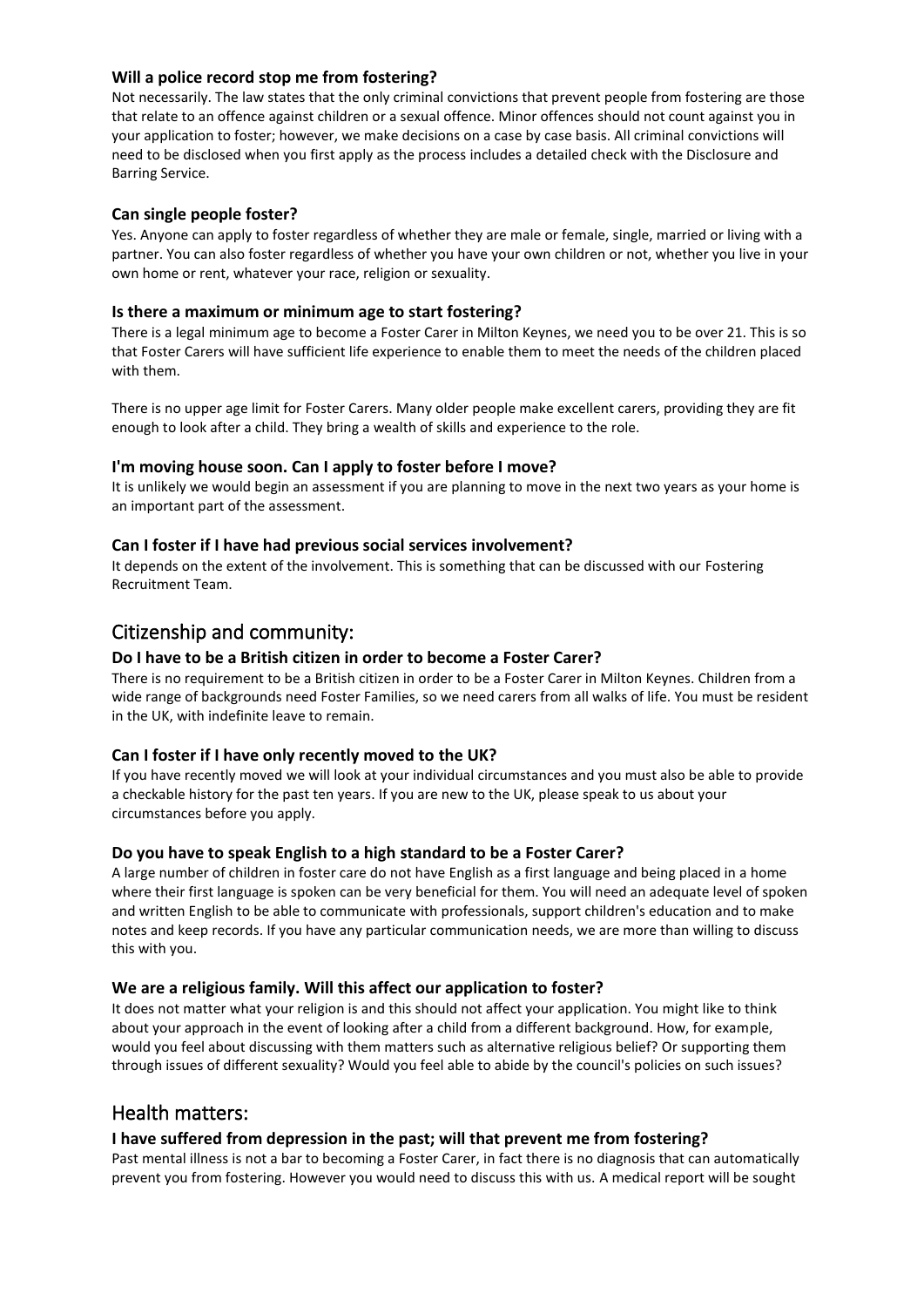### Will a police record stop me from fostering?

Not necessarily. The law states that the only criminal convictions that prevent people from fostering are those that relate to an offence against children or a sexual offence. Minor offences should not count against you in your application to foster; however, we make decisions on a case by case basis. All criminal convictions will need to be disclosed when you first apply as the process includes a detailed check with the Disclosure and Barring Service.

### Can single people foster?

Yes. Anyone can apply to foster regardless of whether they are male or female, single, married or living with a partner. You can also foster regardless of whether you have your own children or not, whether you live in your own home or rent, whatever your race, religion or sexuality.

### Is there a maximum or minimum age to start fostering?

There is a legal minimum age to become a Foster Carer in Milton Keynes, we need you to be over 21. This is so that Foster Carers will have sufficient life experience to enable them to meet the needs of the children placed with them.

There is no upper age limit for Foster Carers. Many older people make excellent carers, providing they are fit enough to look after a child. They bring a wealth of skills and experience to the role.

### I'm moving house soon. Can I apply to foster before I move?

It is unlikely we would begin an assessment if you are planning to move in the next two years as your home is an important part of the assessment.

### Can I foster if I have had previous social services involvement?

It depends on the extent of the involvement. This is something that can be discussed with our Fostering Recruitment Team.

## Citizenship and community:

### Do I have to be a British citizen in order to become a Foster Carer?

There is no requirement to be a British citizen in order to be a Foster Carer in Milton Keynes. Children from a wide range of backgrounds need Foster Families, so we need carers from all walks of life. You must be resident in the UK, with indefinite leave to remain.

### Can I foster if I have only recently moved to the UK?

If you have recently moved we will look at your individual circumstances and you must also be able to provide a checkable history for the past ten years. If you are new to the UK, please speak to us about your circumstances before you apply.

### Do you have to speak English to a high standard to be a Foster Carer?

A large number of children in foster care do not have English as a first language and being placed in a home where their first language is spoken can be very beneficial for them. You will need an adequate level of spoken and written English to be able to communicate with professionals, support children's education and to make notes and keep records. If you have any particular communication needs, we are more than willing to discuss this with you.

### We are a religious family. Will this affect our application to foster?

It does not matter what your religion is and this should not affect your application. You might like to think about your approach in the event of looking after a child from a different background. How, for example, would you feel about discussing with them matters such as alternative religious belief? Or supporting them through issues of different sexuality? Would you feel able to abide by the council's policies on such issues?

## Health matters:

### I have suffered from depression in the past; will that prevent me from fostering?

Past mental illness is not a bar to becoming a Foster Carer, in fact there is no diagnosis that can automatically prevent you from fostering. However you would need to discuss this with us. A medical report will be sought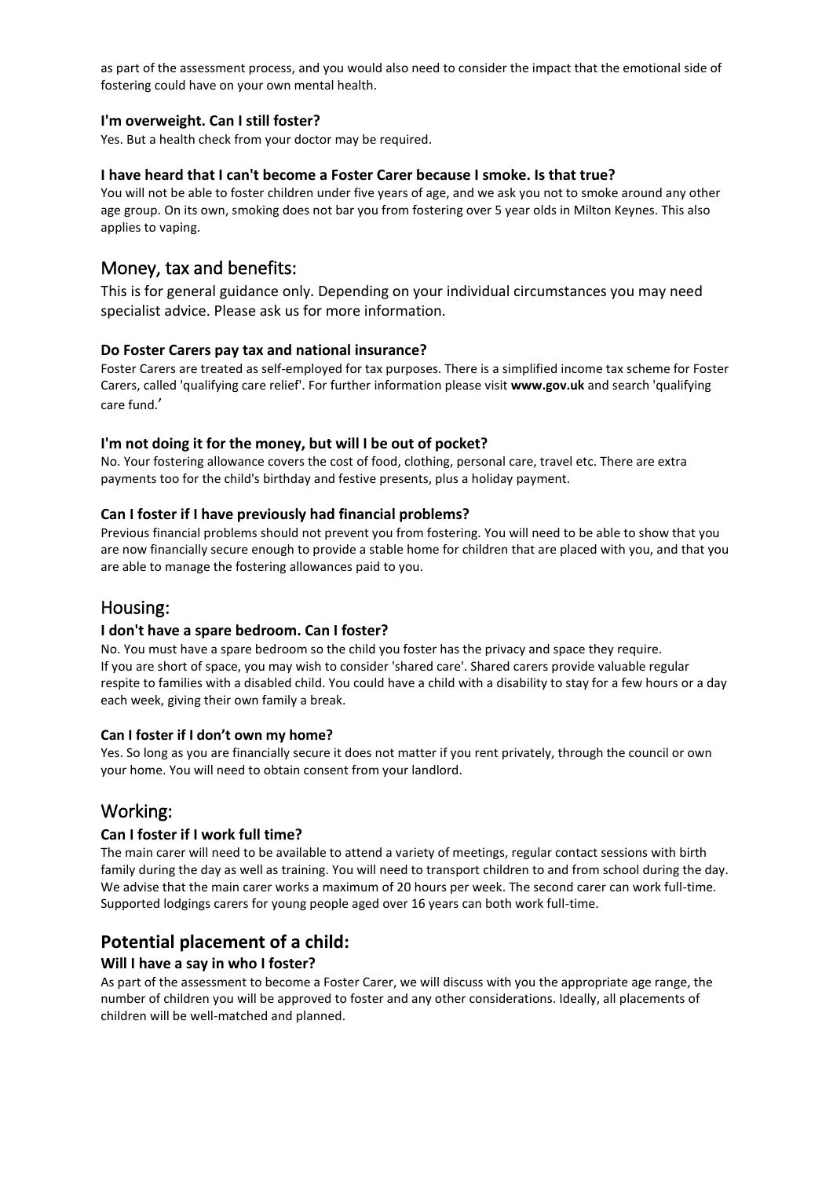as part of the assessment process, and you would also need to consider the impact that the emotional side of fostering could have on your own mental health.

#### I'm overweight. Can I still foster?

Yes. But a health check from your doctor may be required.

#### I have heard that I can't become a Foster Carer because I smoke. Is that true?

You will not be able to foster children under five years of age, and we ask you not to smoke around any other age group. On its own, smoking does not bar you from fostering over 5 year olds in Milton Keynes. This also applies to vaping.

## Money, tax and benefits:

This is for general guidance only. Depending on your individual circumstances you may need specialist advice. Please ask us for more information.

#### Do Foster Carers pay tax and national insurance?

Foster Carers are treated as self-employed for tax purposes. There is a simplified income tax scheme for Foster Carers, called 'qualifying care relief'. For further information please visit **www.gov.uk** and search 'qualifying care fund.'

#### I'm not doing it for the money, but will I be out of pocket?

No. Your fostering allowance covers the cost of food, clothing, personal care, travel etc. There are extra payments too for the child's birthday and festive presents, plus a holiday payment.

#### Can I foster if I have previously had financial problems?

Previous financial problems should not prevent you from fostering. You will need to be able to show that you are now financially secure enough to provide a stable home for children that are placed with you, and that you are able to manage the fostering allowances paid to you.

## Housing:

#### I don't have a spare bedroom. Can I foster?

No. You must have a spare bedroom so the child you foster has the privacy and space they require.
If you are short of space, you may wish to consider 'shared care'. Shared carers provide valuable regular respite to families with a disabled child. You could have a child with a disability to stay for a few hours or a day each week, giving their own family a break.

#### Can I foster if I don't own my home?

Yes. So long as you are financially secure it does not matter if you rent privately, through the council or own your home. You will need to obtain consent from your landlord.

## Working:

#### Can I foster if I work full time?

The main carer will need to be available to attend a variety of meetings, regular contact sessions with birth family during the day as well as training. You will need to transport children to and from school during the day. We advise that the main carer works a maximum of 20 hours per week. The second carer can work full-time. Supported lodgings carers for young people aged over 16 years can both work full-time.

## Potential placement of a child:

#### Will I have a say in who I foster?

As part of the assessment to become a Foster Carer, we will discuss with you the appropriate age range, the number of children you will be approved to foster and any other considerations. Ideally, all placements of children will be well-matched and planned.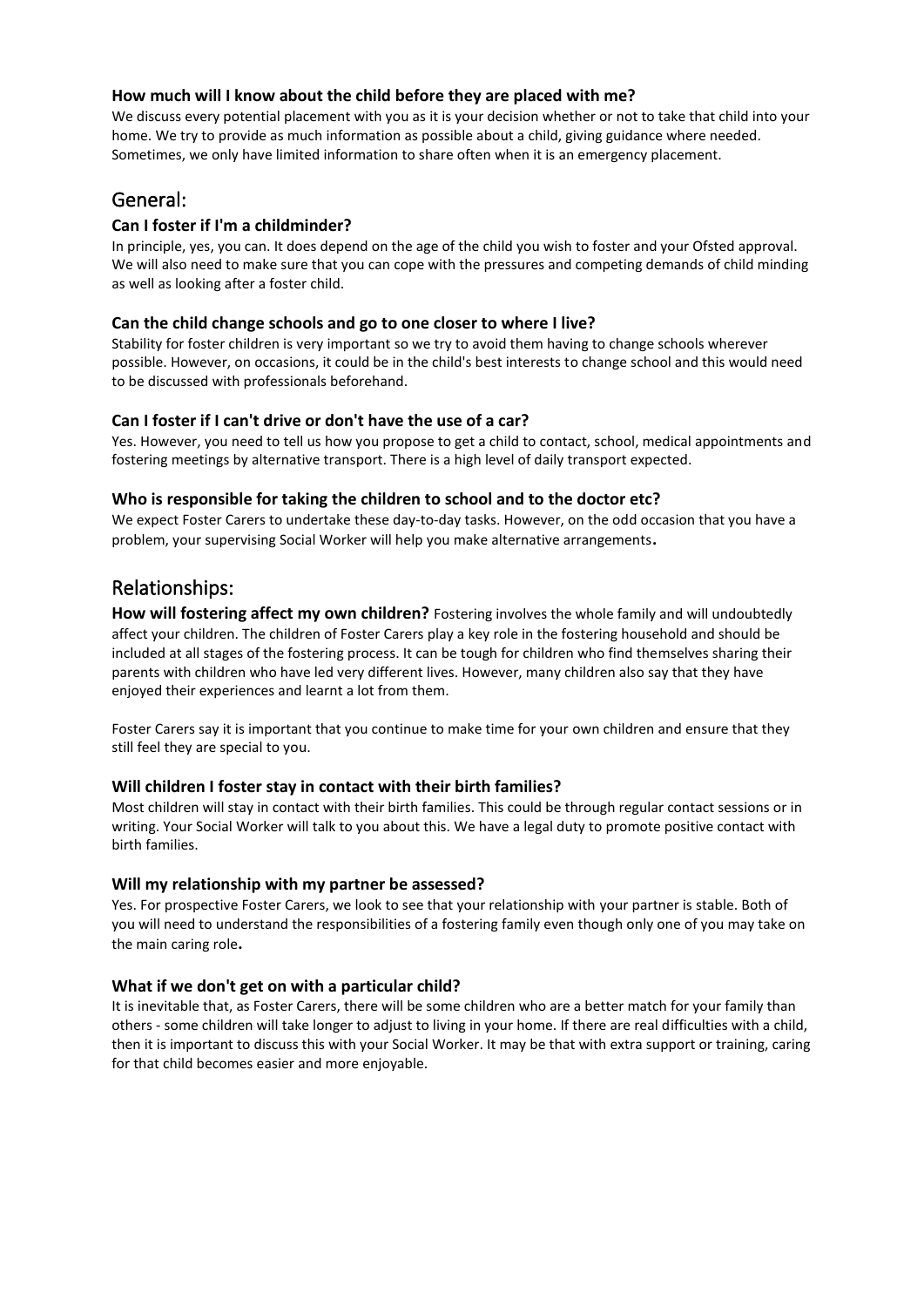### How much will I know about the child before they are placed with me?

We discuss every potential placement with you as it is your decision whether or not to take that child into your home. We try to provide as much information as possible about a child, giving guidance where needed. Sometimes, we only have limited information to share often when it is an emergency placement.

## General:

### Can I foster if I'm a childminder?

In principle, yes, you can. It does depend on the age of the child you wish to foster and your Ofsted approval. We will also need to make sure that you can cope with the pressures and competing demands of child minding as well as looking after a foster child.

### Can the child change schools and go to one closer to where I live?

Stability for foster children is very important so we try to avoid them having to change schools wherever possible. However, on occasions, it could be in the child's best interests to change school and this would need to be discussed with professionals beforehand.

### Can I foster if I can't drive or don't have the use of a car?

Yes. However, you need to tell us how you propose to get a child to contact, school, medical appointments and fostering meetings by alternative transport. There is a high level of daily transport expected.

### Who is responsible for taking the children to school and to the doctor etc?

We expect Foster Carers to undertake these day-to-day tasks. However, on the odd occasion that you have a problem, your supervising Social Worker will help you make alternative arrangements**.**

## Relationships:

**How will fostering affect my own children?** Fostering involves the whole family and will undoubtedly affect your children. The children of Foster Carers play a key role in the fostering household and should be included at all stages of the fostering process. It can be tough for children who find themselves sharing their parents with children who have led very different lives. However, many children also say that they have enjoyed their experiences and learnt a lot from them.

Foster Carers say it is important that you continue to make time for your own children and ensure that they still feel they are special to you.

### Will children I foster stay in contact with their birth families?

Most children will stay in contact with their birth families. This could be through regular contact sessions or in writing. Your Social Worker will talk to you about this. We have a legal duty to promote positive contact with birth families.

### Will my relationship with my partner be assessed?

Yes. For prospective Foster Carers, we look to see that your relationship with your partner is stable. Both of you will need to understand the responsibilities of a fostering family even though only one of you may take on the main caring role**.**

### What if we don't get on with a particular child?

It is inevitable that, as Foster Carers, there will be some children who are a better match for your family than others - some children will take longer to adjust to living in your home. If there are real difficulties with a child, then it is important to discuss this with your Social Worker. It may be that with extra support or training, caring for that child becomes easier and more enjoyable.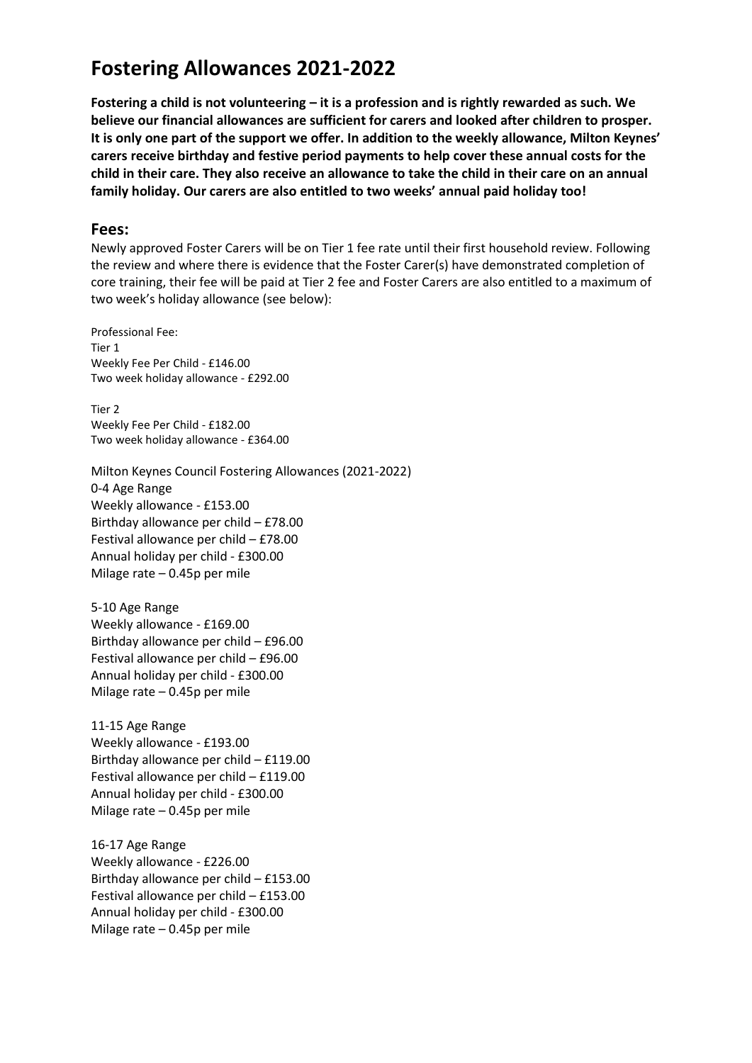# Fostering Allowances 2021-2022

**Fostering a child is not volunteering – it is a profession and is rightly rewarded as such. We believe our financial allowances are sufficient for carers and looked after children to prosper. It is only one part of the support we offer. In addition to the weekly allowance, Milton Keynes' carers receive birthday and festive period payments to help cover these annual costs for the child in their care. They also receive an allowance to take the child in their care on an annual family holiday. Our carers are also entitled to two weeks' annual paid holiday too!**

## Fees:

Newly approved Foster Carers will be on Tier 1 fee rate until their first household review. Following the review and where there is evidence that the Foster Carer(s) have demonstrated completion of core training, their fee will be paid at Tier 2 fee and Foster Carers are also entitled to a maximum of two week's holiday allowance (see below):

Professional Fee:
Tier 1
Weekly Fee Per Child - £146.00
Two week holiday allowance - £292.00

Tier 2
Weekly Fee Per Child - £182.00
Two week holiday allowance - £364.00

Milton Keynes Council Fostering Allowances (2021-2022)
0-4 Age Range
Weekly allowance - £153.00
Birthday allowance per child – £78.00
Festival allowance per child – £78.00
Annual holiday per child - £300.00
Milage rate – 0.45p per mile

5-10 Age Range
Weekly allowance - £169.00
Birthday allowance per child – £96.00
Festival allowance per child – £96.00
Annual holiday per child - £300.00
Milage rate – 0.45p per mile

11-15 Age Range
Weekly allowance - £193.00
Birthday allowance per child – £119.00
Festival allowance per child – £119.00
Annual holiday per child - £300.00
Milage rate – 0.45p per mile

16-17 Age Range
Weekly allowance - £226.00
Birthday allowance per child – £153.00
Festival allowance per child – £153.00
Annual holiday per child - £300.00
Milage rate – 0.45p per mile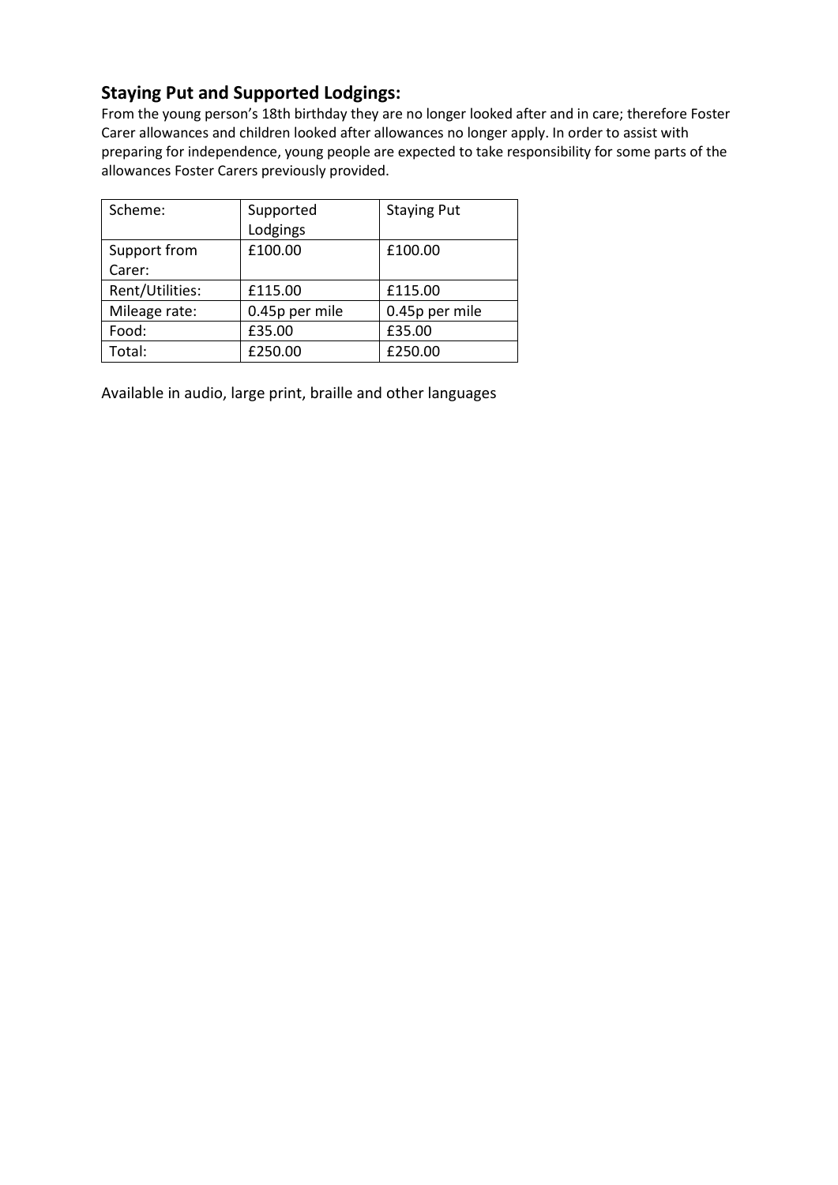## Staying Put and Supported Lodgings:

From the young person's 18th birthday they are no longer looked after and in care; therefore Foster Carer allowances and children looked after allowances no longer apply. In order to assist with preparing for independence, young people are expected to take responsibility for some parts of the allowances Foster Carers previously provided.

| Scheme: | Supported Lodgings | Staying Put |
|---|---|---|
| Support from Carer: | £100.00 | £100.00 |
| Rent/Utilities: | £115.00 | £115.00 |
| Mileage rate: | 0.45p per mile | 0.45p per mile |
| Food: | £35.00 | £35.00 |
| Total: | £250.00 | £250.00 |

Available in audio, large print, braille and other languages